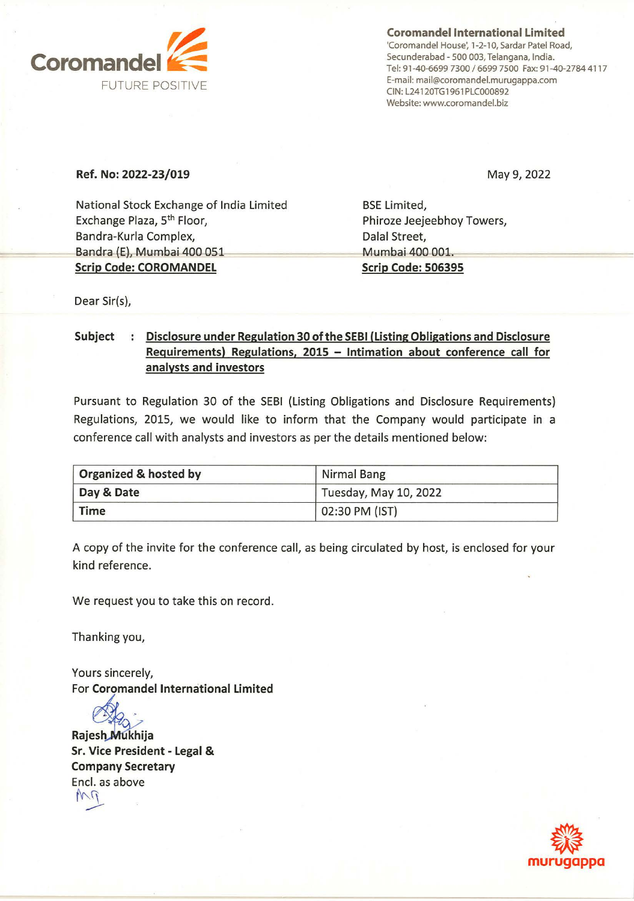**Coromandel International Limited**
'Coromandel House', 1-2-10, Sardar Patel Road,
Secunderabad - 500 003, Telangana, India.
Tel: 91-40-6699 7300 / 6699 7500 Fax: 91-40-2784 4117
E-mail: mail@coromandel.murugappa.com
CIN: L24120TG1961PLC000892
Website: www.coromandel.biz

**Ref. No: 2022-23/019**

May 9, 2022

National Stock Exchange of India Limited
Exchange Plaza, 5th Floor,
Bandra-Kurla Complex,
Bandra (E), Mumbai 400 051
**Scrip Code: COROMANDEL**

BSE Limited,
Phiroze Jeejeebhoy Towers,
Dalal Street,
Mumbai 400 001.
**Scrip Code: 506395**

Dear Sir(s),

**Subject : Disclosure under Regulation 30 of the SEBI (Listing Obligations and Disclosure Requirements) Regulations, 2015 – Intimation about conference call for analysts and investors**

Pursuant to Regulation 30 of the SEBI (Listing Obligations and Disclosure Requirements) Regulations, 2015, we would like to inform that the Company would participate in a conference call with analysts and investors as per the details mentioned below:

| **Organized & hosted by** | Nirmal Bang |
|---|---|
| **Day & Date** | Tuesday, May 10, 2022 |
| **Time** | 02:30 PM (IST) |

A copy of the invite for the conference call, as being circulated by host, is enclosed for your kind reference.

We request you to take this on record.

Thanking you,

Yours sincerely,
For **Coromandel International Limited**

**Rajesh Mukhija**
**Sr. Vice President - Legal & Company Secretary**
Encl. as above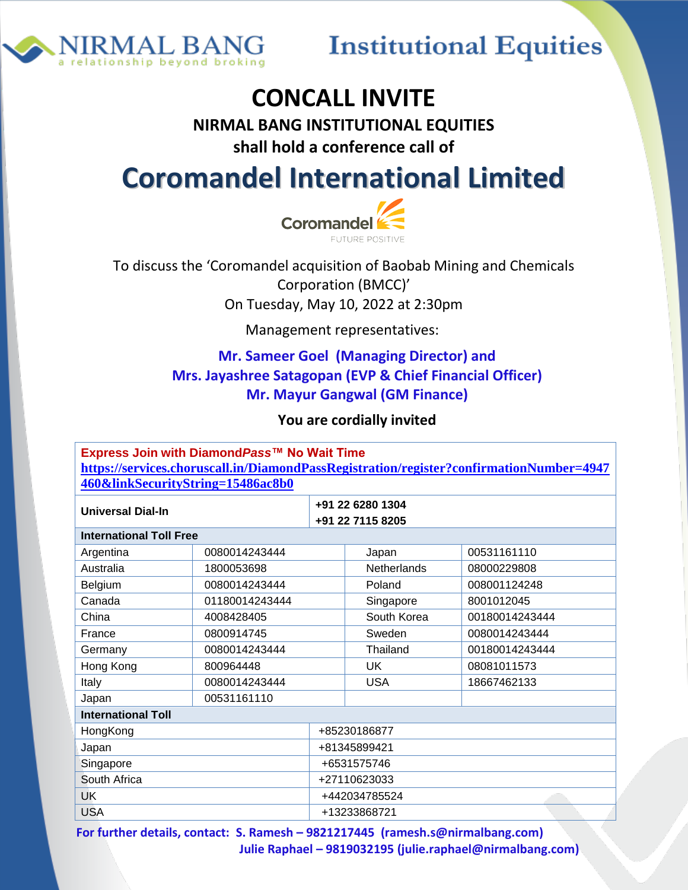NIRMAL BANG
a relationship beyond broking

Institutional Equities

# CONCALL INVITE

**NIRMAL BANG INSTITUTIONAL EQUITIES**
**shall hold a conference call of**

# Coromandel International Limited

Coromandel
FUTURE POSITIVE

To discuss the 'Coromandel acquisition of Baobab Mining and Chemicals Corporation (BMCC)'
On Tuesday, May 10, 2022 at 2:30pm

Management representatives:

**Mr. Sameer Goel (Managing Director) and**
**Mrs. Jayashree Satagopan (EVP & Chief Financial Officer)**
**Mr. Mayur Gangwal (GM Finance)**

**You are cordially invited**

**Express Join with Diamond*Pass*™ No Wait Time**
https://services.choruscall.in/DiamondPassRegistration/register?confirmationNumber=4947460&linkSecurityString=15486ac8b0

| | | | |
|---|---|---|---|
| **Universal Dial-In** | | **+91 22 6280 1304**<br>**+91 22 7115 8205** | |
| **International Toll Free** | | | |
| Argentina | 0080014243444 | Japan | 00531161110 |
| Australia | 1800053698 | Netherlands | 08000229808 |
| Belgium | 0080014243444 | Poland | 008001124248 |
| Canada | 01180014243444 | Singapore | 8001012045 |
| China | 4008428405 | South Korea | 00180014243444 |
| France | 0800914745 | Sweden | 0080014243444 |
| Germany | 0080014243444 | Thailand | 00180014243444 |
| Hong Kong | 800964448 | UK | 08081011573 |
| Italy | 0080014243444 | USA | 18667462133 |
| Japan | 00531161110 | | |
| **International Toll** | | | |
| HongKong | | +85230186877 | |
| Japan | | +81345899421 | |
| Singapore | | +6531575746 | |
| South Africa | | +27110623033 | |
| UK | | +442034785524 | |
| USA | | +13233868721 | |

**For further details, contact: S. Ramesh – 9821217445 (ramesh.s@nirmalbang.com)**
**Julie Raphael – 9819032195 (julie.raphael@nirmalbang.com)**